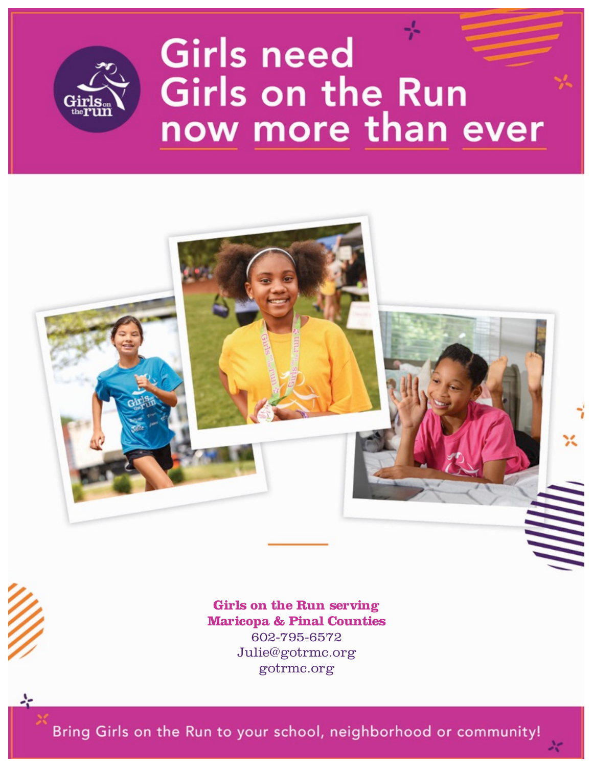# Girls need Girls on the Run now more than ever

**Girls on the Run serving Maricopa & Pinal Counties**

602-795-6572

Julie@gotrmc.org

gotrmc.org

Bring Girls on the Run to your school, neighborhood or community!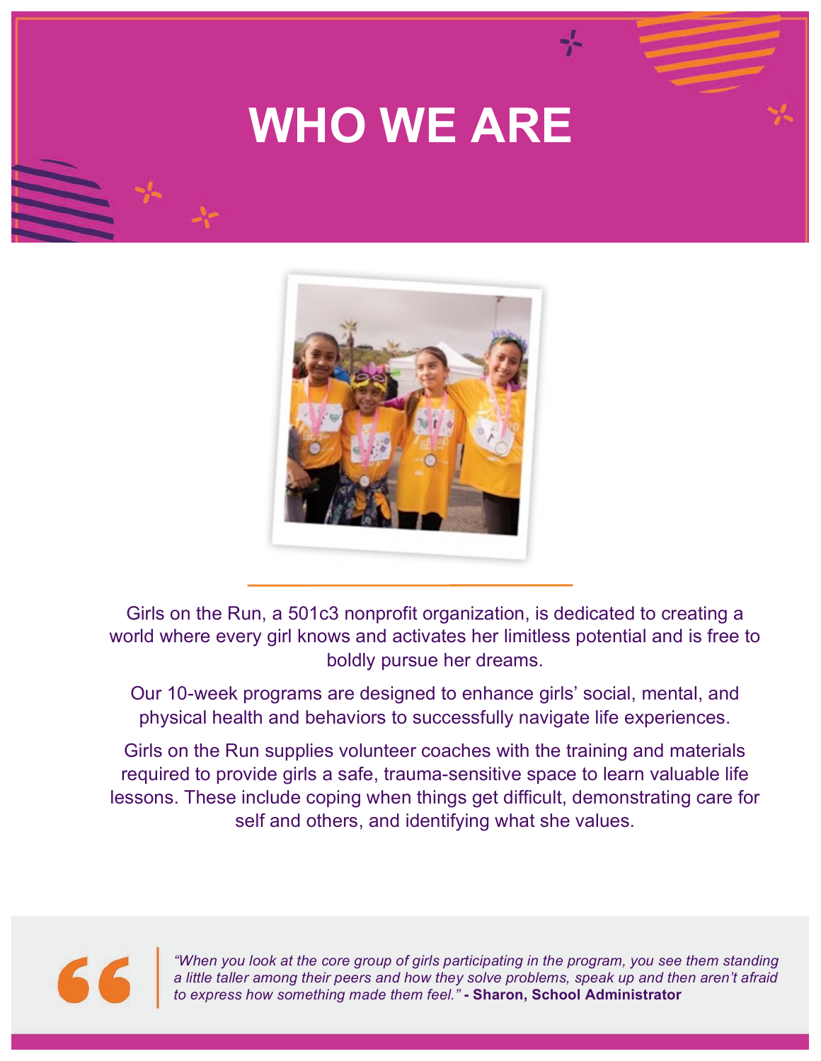# WHO WE ARE

Girls on the Run, a 501c3 nonprofit organization, is dedicated to creating a world where every girl knows and activates her limitless potential and is free to boldly pursue her dreams.

Our 10-week programs are designed to enhance girls' social, mental, and physical health and behaviors to successfully navigate life experiences.

Girls on the Run supplies volunteer coaches with the training and materials required to provide girls a safe, trauma-sensitive space to learn valuable life lessons. These include coping when things get difficult, demonstrating care for self and others, and identifying what she values.

*"When you look at the core group of girls participating in the program, you see them standing a little taller among their peers and how they solve problems, speak up and then aren't afraid to express how something made them feel."* **- Sharon, School Administrator**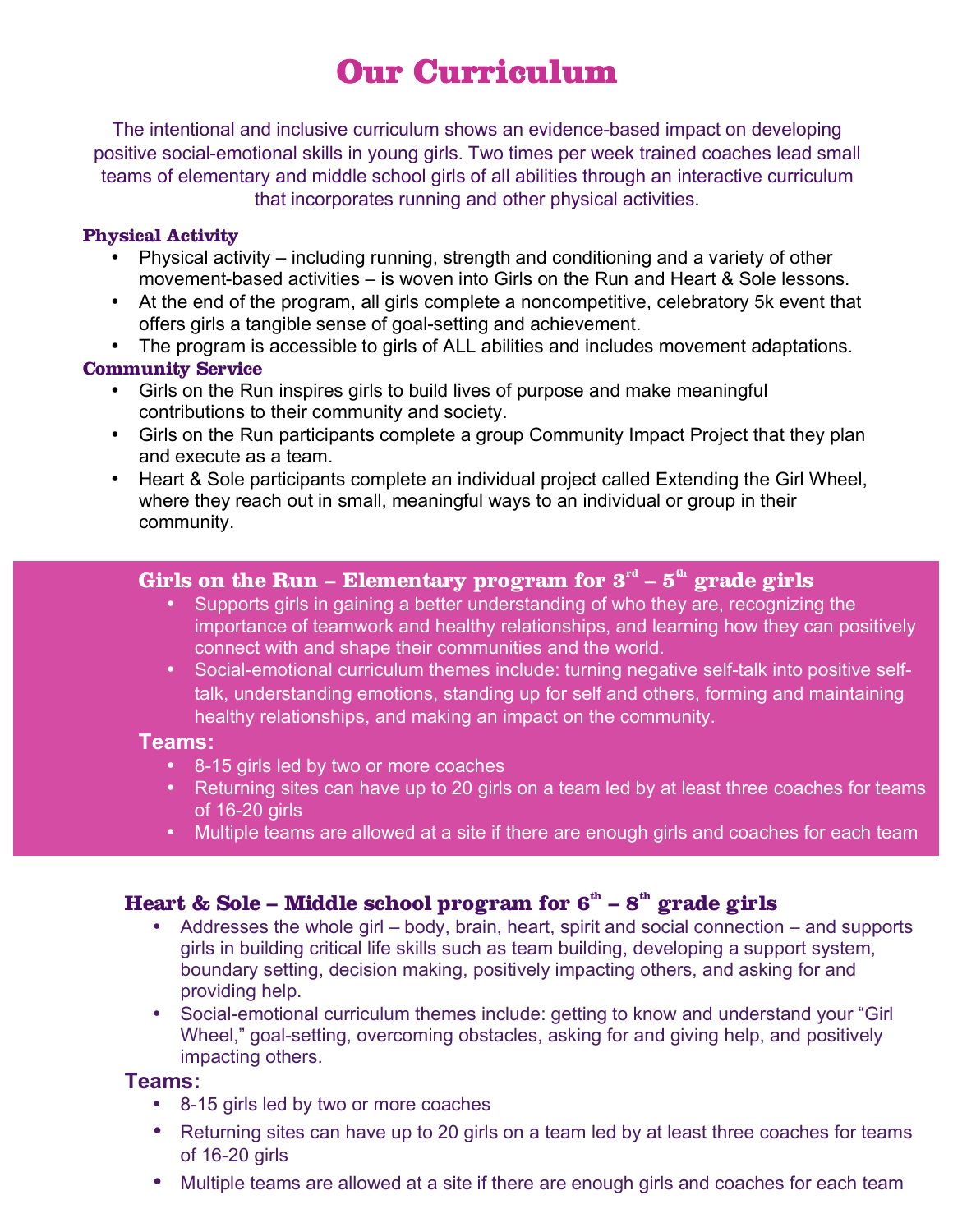# Our Curriculum

The intentional and inclusive curriculum shows an evidence-based impact on developing positive social-emotional skills in young girls. Two times per week trained coaches lead small teams of elementary and middle school girls of all abilities through an interactive curriculum that incorporates running and other physical activities.

### Physical Activity

- Physical activity – including running, strength and conditioning and a variety of other movement-based activities – is woven into Girls on the Run and Heart & Sole lessons.
- At the end of the program, all girls complete a noncompetitive, celebratory 5k event that offers girls a tangible sense of goal-setting and achievement.
- The program is accessible to girls of ALL abilities and includes movement adaptations.

### Community Service

- Girls on the Run inspires girls to build lives of purpose and make meaningful contributions to their community and society.
- Girls on the Run participants complete a group Community Impact Project that they plan and execute as a team.
- Heart & Sole participants complete an individual project called Extending the Girl Wheel, where they reach out in small, meaningful ways to an individual or group in their community.

## Girls on the Run – Elementary program for 3rd – 5th grade girls

- Supports girls in gaining a better understanding of who they are, recognizing the importance of teamwork and healthy relationships, and learning how they can positively connect with and shape their communities and the world.
- Social-emotional curriculum themes include: turning negative self-talk into positive self-talk, understanding emotions, standing up for self and others, forming and maintaining healthy relationships, and making an impact on the community.

**Teams:**

- 8-15 girls led by two or more coaches
- Returning sites can have up to 20 girls on a team led by at least three coaches for teams of 16-20 girls
- Multiple teams are allowed at a site if there are enough girls and coaches for each team

## Heart & Sole – Middle school program for 6th – 8th grade girls

- Addresses the whole girl – body, brain, heart, spirit and social connection – and supports girls in building critical life skills such as team building, developing a support system, boundary setting, decision making, positively impacting others, and asking for and providing help.
- Social-emotional curriculum themes include: getting to know and understand your "Girl Wheel," goal-setting, overcoming obstacles, asking for and giving help, and positively impacting others.

**Teams:**

- 8-15 girls led by two or more coaches
- Returning sites can have up to 20 girls on a team led by at least three coaches for teams of 16-20 girls
- Multiple teams are allowed at a site if there are enough girls and coaches for each team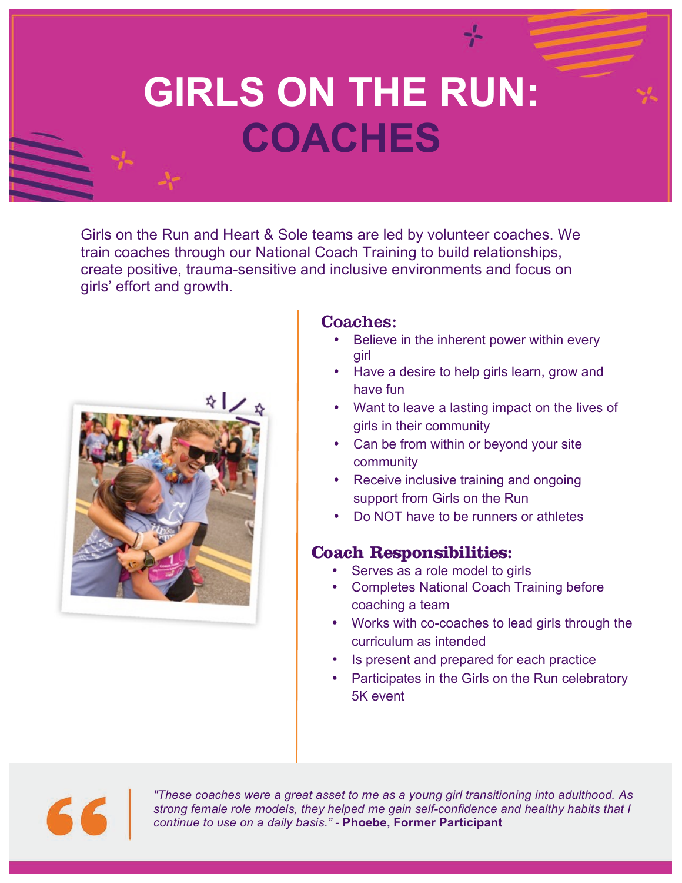# GIRLS ON THE RUN: COACHES

Girls on the Run and Heart & Sole teams are led by volunteer coaches. We train coaches through our National Coach Training to build relationships, create positive, trauma-sensitive and inclusive environments and focus on girls' effort and growth.

## Coaches:

- Believe in the inherent power within every girl
- Have a desire to help girls learn, grow and have fun
- Want to leave a lasting impact on the lives of girls in their community
- Can be from within or beyond your site community
- Receive inclusive training and ongoing support from Girls on the Run
- Do NOT have to be runners or athletes

## Coach Responsibilities:

- Serves as a role model to girls
- Completes National Coach Training before coaching a team
- Works with co-coaches to lead girls through the curriculum as intended
- Is present and prepared for each practice
- Participates in the Girls on the Run celebratory 5K event

> *"These coaches were a great asset to me as a young girl transitioning into adulthood. As strong female role models, they helped me gain self-confidence and healthy habits that I continue to use on a daily basis."* - **Phoebe, Former Participant**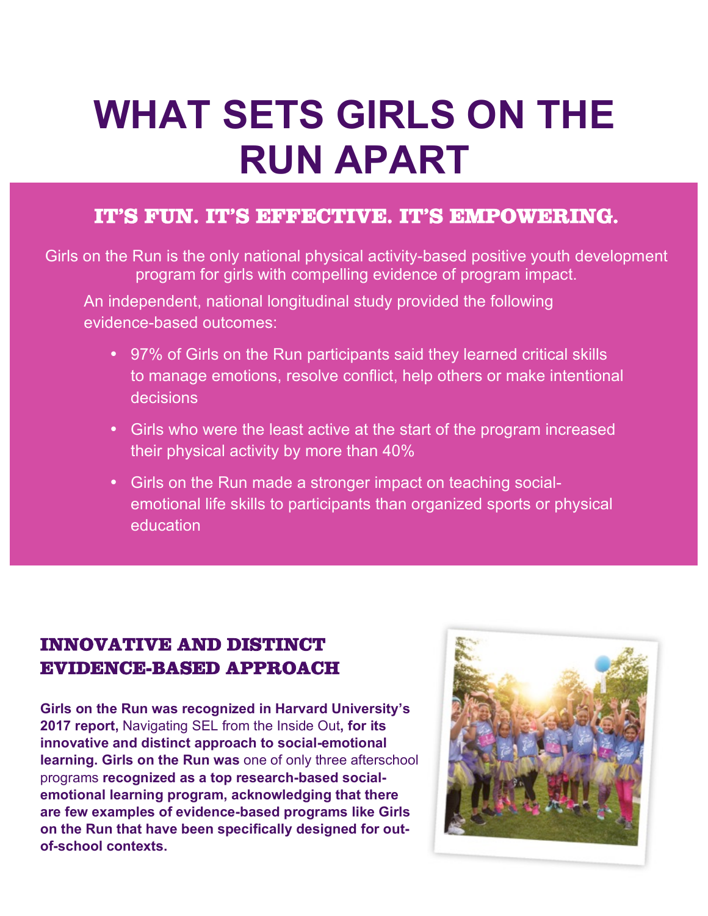# WHAT SETS GIRLS ON THE RUN APART

## IT'S FUN. IT'S EFFECTIVE. IT'S EMPOWERING.

Girls on the Run is the only national physical activity-based positive youth development program for girls with compelling evidence of program impact.

An independent, national longitudinal study provided the following evidence-based outcomes:

- 97% of Girls on the Run participants said they learned critical skills to manage emotions, resolve conflict, help others or make intentional decisions
- Girls who were the least active at the start of the program increased their physical activity by more than 40%
- Girls on the Run made a stronger impact on teaching social-emotional life skills to participants than organized sports or physical education

## INNOVATIVE AND DISTINCT EVIDENCE-BASED APPROACH

**Girls on the Run was recognized in Harvard University's 2017 report,** Navigating SEL from the Inside Out**, for its innovative and distinct approach to social-emotional learning. Girls on the Run was** one of only three afterschool programs **recognized as a top research-based social-emotional learning program, acknowledging that there are few examples of evidence-based programs like Girls on the Run that have been specifically designed for out-of-school contexts.**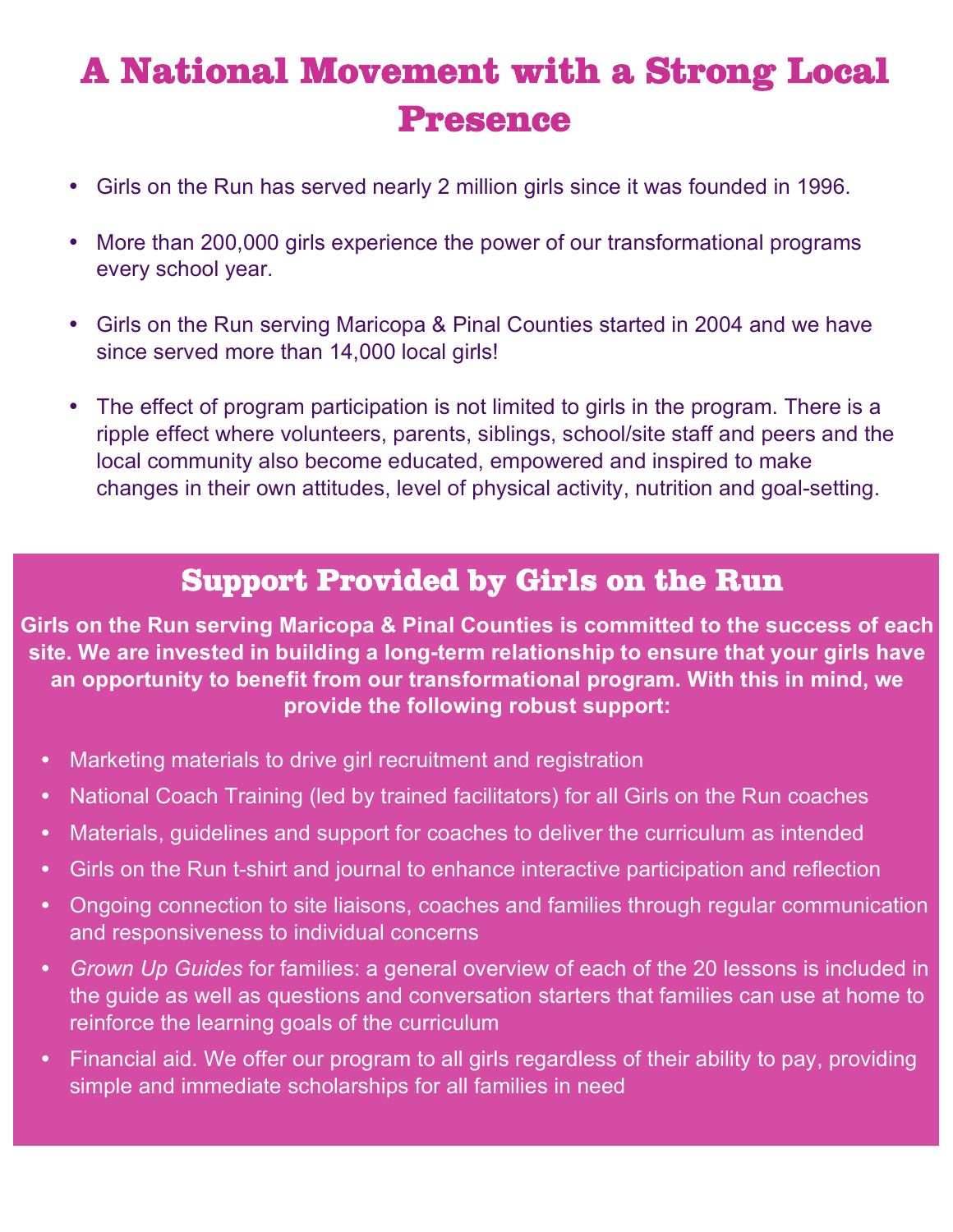# A National Movement with a Strong Local Presence

- Girls on the Run has served nearly 2 million girls since it was founded in 1996.
- More than 200,000 girls experience the power of our transformational programs every school year.
- Girls on the Run serving Maricopa & Pinal Counties started in 2004 and we have since served more than 14,000 local girls!
- The effect of program participation is not limited to girls in the program. There is a ripple effect where volunteers, parents, siblings, school/site staff and peers and the local community also become educated, empowered and inspired to make changes in their own attitudes, level of physical activity, nutrition and goal-setting.

## Support Provided by Girls on the Run

**Girls on the Run serving Maricopa & Pinal Counties is committed to the success of each site. We are invested in building a long-term relationship to ensure that your girls have an opportunity to benefit from our transformational program. With this in mind, we provide the following robust support:**

- Marketing materials to drive girl recruitment and registration
- National Coach Training (led by trained facilitators) for all Girls on the Run coaches
- Materials, guidelines and support for coaches to deliver the curriculum as intended
- Girls on the Run t-shirt and journal to enhance interactive participation and reflection
- Ongoing connection to site liaisons, coaches and families through regular communication and responsiveness to individual concerns
- *Grown Up Guides* for families: a general overview of each of the 20 lessons is included in the guide as well as questions and conversation starters that families can use at home to reinforce the learning goals of the curriculum
- Financial aid. We offer our program to all girls regardless of their ability to pay, providing simple and immediate scholarships for all families in need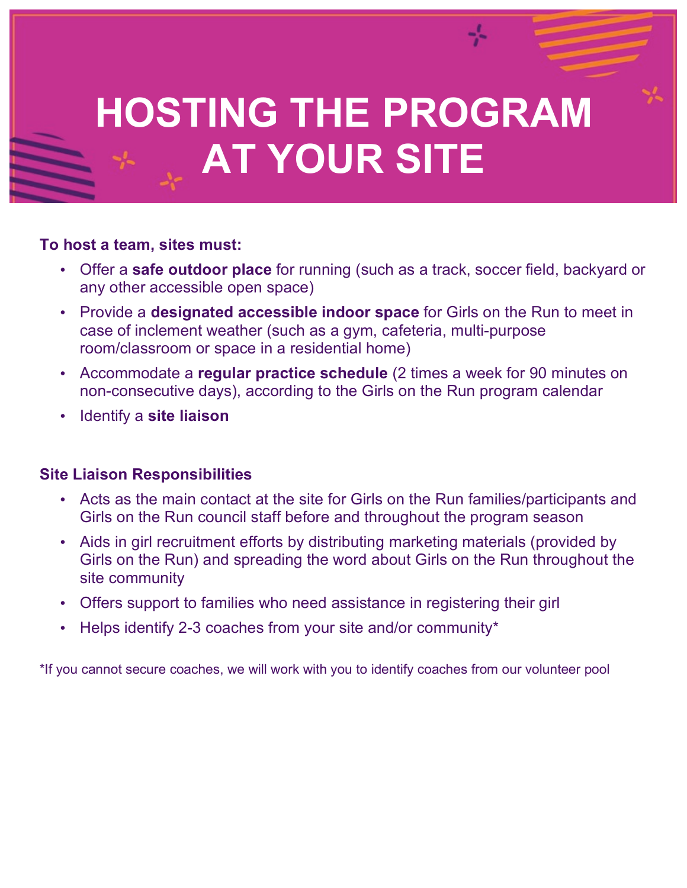# HOSTING THE PROGRAM AT YOUR SITE

**To host a team, sites must:**

- Offer a **safe outdoor place** for running (such as a track, soccer field, backyard or any other accessible open space)
- Provide a **designated accessible indoor space** for Girls on the Run to meet in case of inclement weather (such as a gym, cafeteria, multi-purpose room/classroom or space in a residential home)
- Accommodate a **regular practice schedule** (2 times a week for 90 minutes on non-consecutive days), according to the Girls on the Run program calendar
- Identify a **site liaison**

**Site Liaison Responsibilities**

- Acts as the main contact at the site for Girls on the Run families/participants and Girls on the Run council staff before and throughout the program season
- Aids in girl recruitment efforts by distributing marketing materials (provided by Girls on the Run) and spreading the word about Girls on the Run throughout the site community
- Offers support to families who need assistance in registering their girl
- Helps identify 2-3 coaches from your site and/or community*

*If you cannot secure coaches, we will work with you to identify coaches from our volunteer pool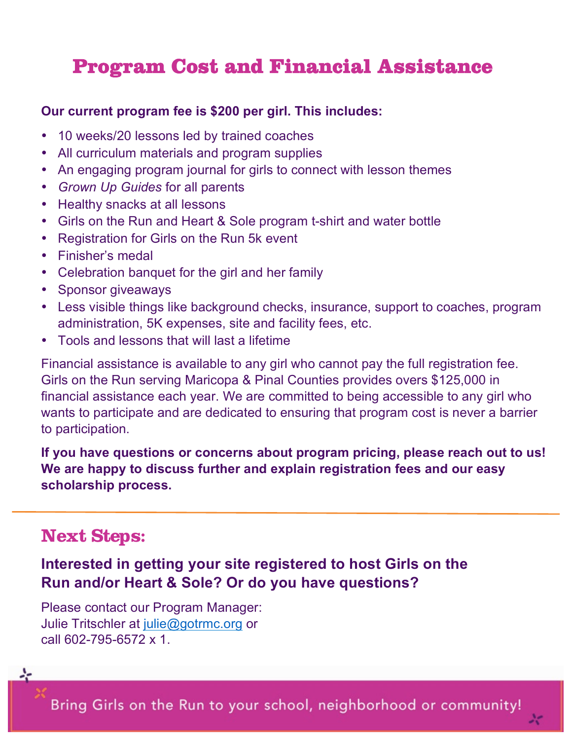# Program Cost and Financial Assistance

**Our current program fee is $200 per girl. This includes:**

- 10 weeks/20 lessons led by trained coaches
- All curriculum materials and program supplies
- An engaging program journal for girls to connect with lesson themes
- *Grown Up Guides* for all parents
- Healthy snacks at all lessons
- Girls on the Run and Heart & Sole program t-shirt and water bottle
- Registration for Girls on the Run 5k event
- Finisher's medal
- Celebration banquet for the girl and her family
- Sponsor giveaways
- Less visible things like background checks, insurance, support to coaches, program administration, 5K expenses, site and facility fees, etc.
- Tools and lessons that will last a lifetime

Financial assistance is available to any girl who cannot pay the full registration fee. Girls on the Run serving Maricopa & Pinal Counties provides overs $125,000 in financial assistance each year. We are committed to being accessible to any girl who wants to participate and are dedicated to ensuring that program cost is never a barrier to participation.

**If you have questions or concerns about program pricing, please reach out to us! We are happy to discuss further and explain registration fees and our easy scholarship process.**

---

## Next Steps:

### Interested in getting your site registered to host Girls on the Run and/or Heart & Sole? Or do you have questions?

Please contact our Program Manager:
Julie Tritschler at julie@gotrmc.org or
call 602-795-6572 x 1.

Bring Girls on the Run to your school, neighborhood or community!